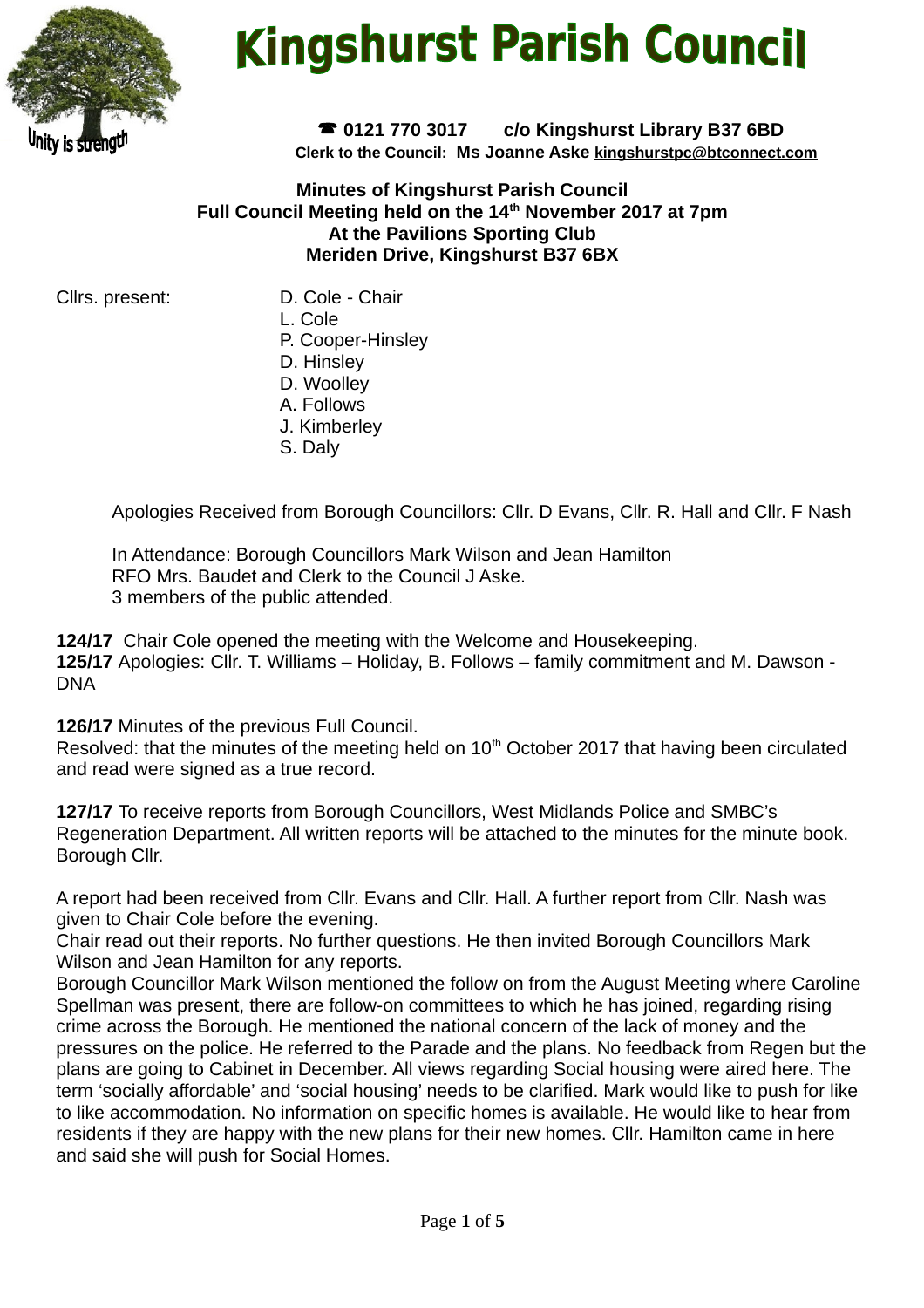# Kingshurst Parish Council

Unity is strength

☎ 0121 770 3017 c/o Kingshurst Library B37 6BD

**Clerk to the Council: Ms Joanne Aske kingshurstpc@btconnect.com**

**Minutes of Kingshurst Parish Council**
**Full Council Meeting held on the 14th November 2017 at 7pm**
**At the Pavilions Sporting Club**
**Meriden Drive, Kingshurst B37 6BX**

Cllrs. present:
- D. Cole - Chair
- L. Cole
- P. Cooper-Hinsley
- D. Hinsley
- D. Woolley
- A. Follows
- J. Kimberley
- S. Daly

Apologies Received from Borough Councillors: Cllr. D Evans, Cllr. R. Hall and Cllr. F Nash

In Attendance: Borough Councillors Mark Wilson and Jean Hamilton
RFO Mrs. Baudet and Clerk to the Council J Aske.
3 members of the public attended.

**124/17** Chair Cole opened the meeting with the Welcome and Housekeeping.
**125/17** Apologies: Cllr. T. Williams – Holiday, B. Follows – family commitment and M. Dawson - DNA

**126/17** Minutes of the previous Full Council.
Resolved: that the minutes of the meeting held on 10th October 2017 that having been circulated and read were signed as a true record.

**127/17** To receive reports from Borough Councillors, West Midlands Police and SMBC's Regeneration Department. All written reports will be attached to the minutes for the minute book.
Borough Cllr.

A report had been received from Cllr. Evans and Cllr. Hall. A further report from Cllr. Nash was given to Chair Cole before the evening.
Chair read out their reports. No further questions. He then invited Borough Councillors Mark Wilson and Jean Hamilton for any reports.
Borough Councillor Mark Wilson mentioned the follow on from the August Meeting where Caroline Spellman was present, there are follow-on committees to which he has joined, regarding rising crime across the Borough. He mentioned the national concern of the lack of money and the pressures on the police. He referred to the Parade and the plans. No feedback from Regen but the plans are going to Cabinet in December. All views regarding Social housing were aired here. The term 'socially affordable' and 'social housing' needs to be clarified. Mark would like to push for like to like accommodation. No information on specific homes is available. He would like to hear from residents if they are happy with the new plans for their new homes. Cllr. Hamilton came in here and said she will push for Social Homes.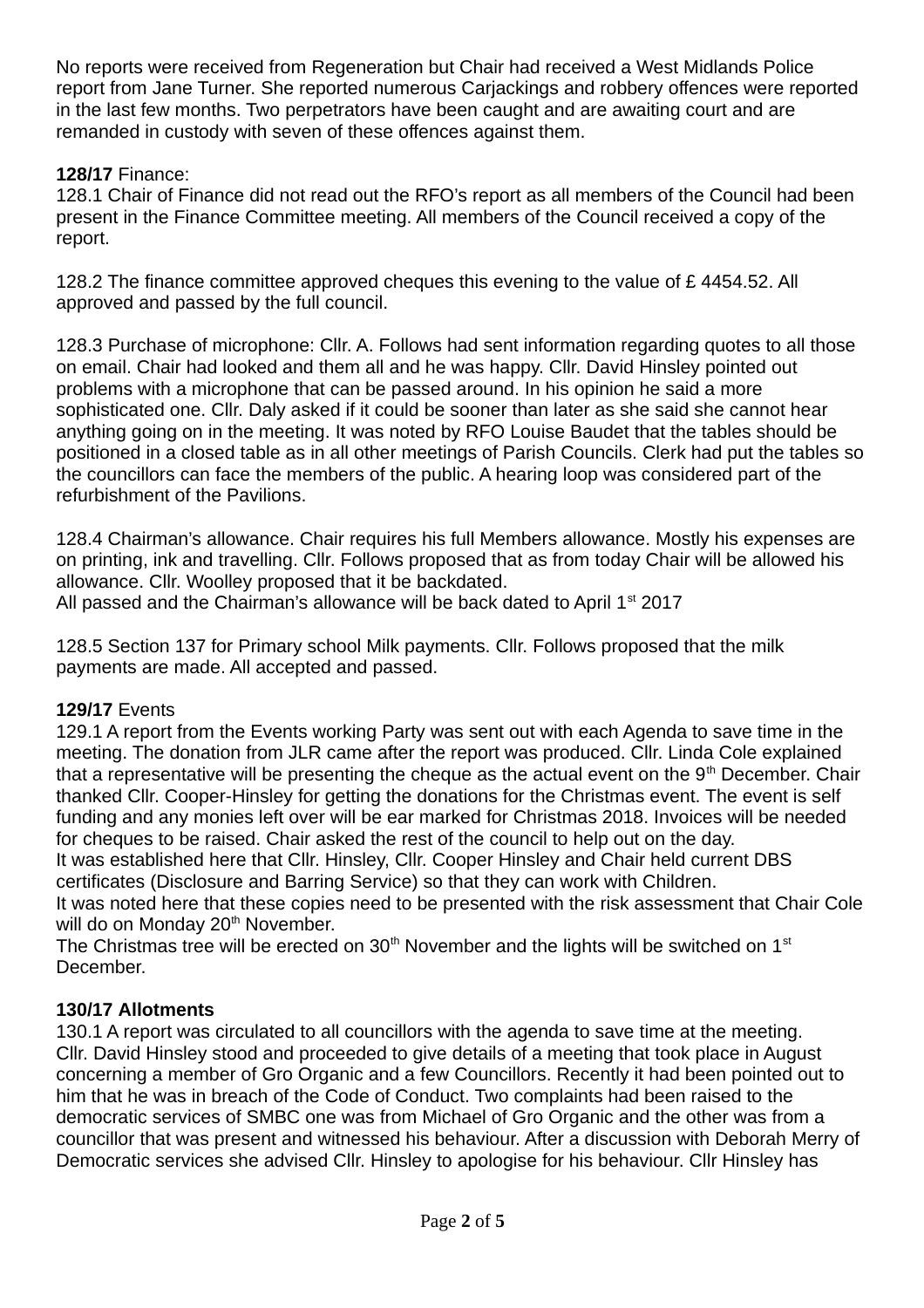No reports were received from Regeneration but Chair had received a West Midlands Police report from Jane Turner. She reported numerous Carjackings and robbery offences were reported in the last few months. Two perpetrators have been caught and are awaiting court and are remanded in custody with seven of these offences against them.

**128/17** Finance:

128.1 Chair of Finance did not read out the RFO's report as all members of the Council had been present in the Finance Committee meeting. All members of the Council received a copy of the report.

128.2 The finance committee approved cheques this evening to the value of £ 4454.52. All approved and passed by the full council.

128.3 Purchase of microphone: Cllr. A. Follows had sent information regarding quotes to all those on email. Chair had looked and them all and he was happy. Cllr. David Hinsley pointed out problems with a microphone that can be passed around. In his opinion he said a more sophisticated one. Cllr. Daly asked if it could be sooner than later as she said she cannot hear anything going on in the meeting. It was noted by RFO Louise Baudet that the tables should be positioned in a closed table as in all other meetings of Parish Councils. Clerk had put the tables so the councillors can face the members of the public. A hearing loop was considered part of the refurbishment of the Pavilions.

128.4 Chairman's allowance. Chair requires his full Members allowance. Mostly his expenses are on printing, ink and travelling. Cllr. Follows proposed that as from today Chair will be allowed his allowance. Cllr. Woolley proposed that it be backdated.
All passed and the Chairman's allowance will be back dated to April 1st 2017

128.5 Section 137 for Primary school Milk payments. Cllr. Follows proposed that the milk payments are made. All accepted and passed.

**129/17** Events

129.1 A report from the Events working Party was sent out with each Agenda to save time in the meeting. The donation from JLR came after the report was produced. Cllr. Linda Cole explained that a representative will be presenting the cheque as the actual event on the 9th December. Chair thanked Cllr. Cooper-Hinsley for getting the donations for the Christmas event. The event is self funding and any monies left over will be ear marked for Christmas 2018. Invoices will be needed for cheques to be raised. Chair asked the rest of the council to help out on the day.
It was established here that Cllr. Hinsley, Cllr. Cooper Hinsley and Chair held current DBS certificates (Disclosure and Barring Service) so that they can work with Children.
It was noted here that these copies need to be presented with the risk assessment that Chair Cole will do on Monday 20th November.
The Christmas tree will be erected on 30th November and the lights will be switched on 1st December.

**130/17 Allotments**

130.1 A report was circulated to all councillors with the agenda to save time at the meeting.
Cllr. David Hinsley stood and proceeded to give details of a meeting that took place in August concerning a member of Gro Organic and a few Councillors. Recently it had been pointed out to him that he was in breach of the Code of Conduct. Two complaints had been raised to the democratic services of SMBC one was from Michael of Gro Organic and the other was from a councillor that was present and witnessed his behaviour. After a discussion with Deborah Merry of Democratic services she advised Cllr. Hinsley to apologise for his behaviour. Cllr Hinsley has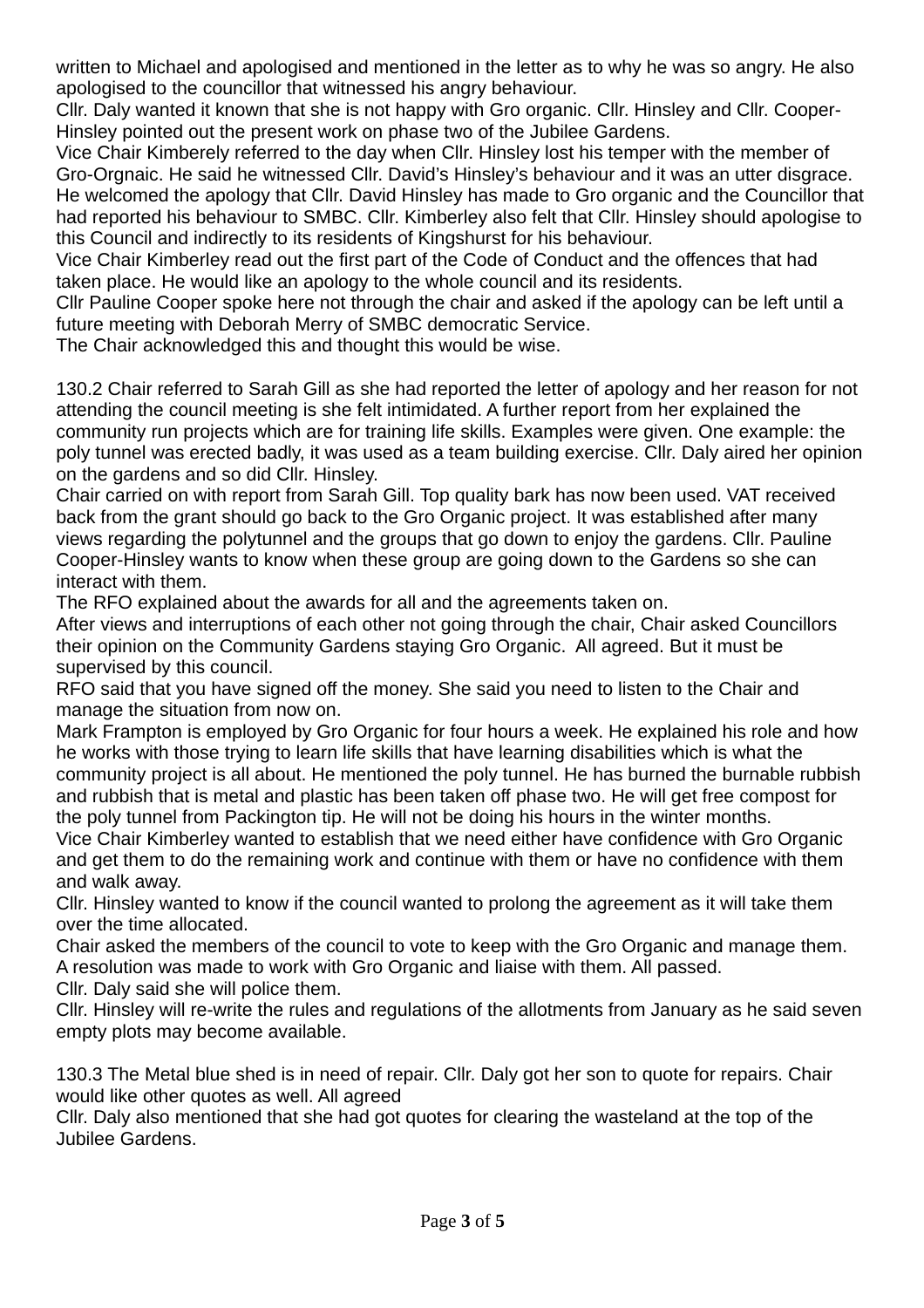written to Michael and apologised and mentioned in the letter as to why he was so angry. He also apologised to the councillor that witnessed his angry behaviour.
Cllr. Daly wanted it known that she is not happy with Gro organic. Cllr. Hinsley and Cllr. Cooper-Hinsley pointed out the present work on phase two of the Jubilee Gardens.
Vice Chair Kimberely referred to the day when Cllr. Hinsley lost his temper with the member of Gro-Orgnaic. He said he witnessed Cllr. David's Hinsley's behaviour and it was an utter disgrace. He welcomed the apology that Cllr. David Hinsley has made to Gro organic and the Councillor that had reported his behaviour to SMBC. Cllr. Kimberley also felt that Cllr. Hinsley should apologise to this Council and indirectly to its residents of Kingshurst for his behaviour.
Vice Chair Kimberley read out the first part of the Code of Conduct and the offences that had taken place. He would like an apology to the whole council and its residents.
Cllr Pauline Cooper spoke here not through the chair and asked if the apology can be left until a future meeting with Deborah Merry of SMBC democratic Service.
The Chair acknowledged this and thought this would be wise.

130.2 Chair referred to Sarah Gill as she had reported the letter of apology and her reason for not attending the council meeting is she felt intimidated. A further report from her explained the community run projects which are for training life skills. Examples were given. One example: the poly tunnel was erected badly, it was used as a team building exercise. Cllr. Daly aired her opinion on the gardens and so did Cllr. Hinsley.
Chair carried on with report from Sarah Gill. Top quality bark has now been used. VAT received back from the grant should go back to the Gro Organic project. It was established after many views regarding the polytunnel and the groups that go down to enjoy the gardens. Cllr. Pauline Cooper-Hinsley wants to know when these group are going down to the Gardens so she can interact with them.
The RFO explained about the awards for all and the agreements taken on.
After views and interruptions of each other not going through the chair, Chair asked Councillors their opinion on the Community Gardens staying Gro Organic. All agreed. But it must be supervised by this council.
RFO said that you have signed off the money. She said you need to listen to the Chair and manage the situation from now on.
Mark Frampton is employed by Gro Organic for four hours a week. He explained his role and how he works with those trying to learn life skills that have learning disabilities which is what the community project is all about. He mentioned the poly tunnel. He has burned the burnable rubbish and rubbish that is metal and plastic has been taken off phase two. He will get free compost for the poly tunnel from Packington tip. He will not be doing his hours in the winter months.
Vice Chair Kimberley wanted to establish that we need either have confidence with Gro Organic and get them to do the remaining work and continue with them or have no confidence with them and walk away.
Cllr. Hinsley wanted to know if the council wanted to prolong the agreement as it will take them over the time allocated.
Chair asked the members of the council to vote to keep with the Gro Organic and manage them. A resolution was made to work with Gro Organic and liaise with them. All passed.
Cllr. Daly said she will police them.
Cllr. Hinsley will re-write the rules and regulations of the allotments from January as he said seven empty plots may become available.

130.3 The Metal blue shed is in need of repair. Cllr. Daly got her son to quote for repairs. Chair would like other quotes as well. All agreed
Cllr. Daly also mentioned that she had got quotes for clearing the wasteland at the top of the Jubilee Gardens.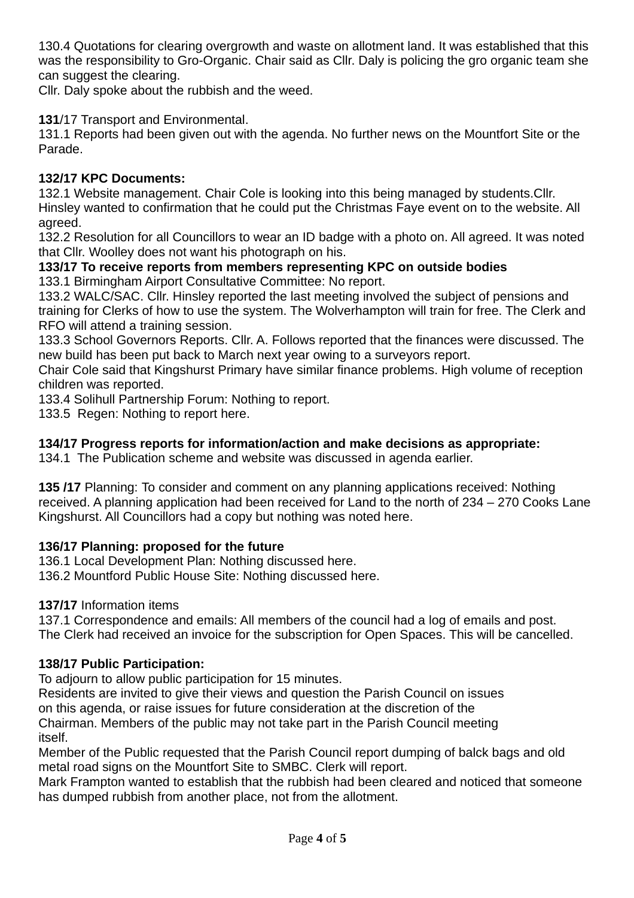130.4 Quotations for clearing overgrowth and waste on allotment land. It was established that this was the responsibility to Gro-Organic. Chair said as Cllr. Daly is policing the gro organic team she can suggest the clearing.
Cllr. Daly spoke about the rubbish and the weed.

**131**/17 Transport and Environmental.
131.1 Reports had been given out with the agenda. No further news on the Mountfort Site or the Parade.

**132/17 KPC Documents:**
132.1 Website management. Chair Cole is looking into this being managed by students.Cllr. Hinsley wanted to confirmation that he could put the Christmas Faye event on to the website. All agreed.
132.2 Resolution for all Councillors to wear an ID badge with a photo on. All agreed. It was noted that Cllr. Woolley does not want his photograph on his.

**133/17 To receive reports from members representing KPC on outside bodies**
133.1 Birmingham Airport Consultative Committee: No report.
133.2 WALC/SAC. Cllr. Hinsley reported the last meeting involved the subject of pensions and training for Clerks of how to use the system. The Wolverhampton will train for free. The Clerk and RFO will attend a training session.
133.3 School Governors Reports. Cllr. A. Follows reported that the finances were discussed. The new build has been put back to March next year owing to a surveyors report.
Chair Cole said that Kingshurst Primary have similar finance problems. High volume of reception children was reported.
133.4 Solihull Partnership Forum: Nothing to report.
133.5 Regen: Nothing to report here.

**134/17 Progress reports for information/action and make decisions as appropriate:**
134.1 The Publication scheme and website was discussed in agenda earlier.

**135 /17** Planning: To consider and comment on any planning applications received: Nothing received. A planning application had been received for Land to the north of 234 – 270 Cooks Lane Kingshurst. All Councillors had a copy but nothing was noted here.

**136/17 Planning: proposed for the future**
136.1 Local Development Plan: Nothing discussed here.
136.2 Mountford Public House Site: Nothing discussed here.

**137/17** Information items
137.1 Correspondence and emails: All members of the council had a log of emails and post. The Clerk had received an invoice for the subscription for Open Spaces. This will be cancelled.

**138/17 Public Participation:**
To adjourn to allow public participation for 15 minutes.
Residents are invited to give their views and question the Parish Council on issues on this agenda, or raise issues for future consideration at the discretion of the Chairman. Members of the public may not take part in the Parish Council meeting itself.
Member of the Public requested that the Parish Council report dumping of balck bags and old metal road signs on the Mountfort Site to SMBC. Clerk will report.
Mark Frampton wanted to establish that the rubbish had been cleared and noticed that someone has dumped rubbish from another place, not from the allotment.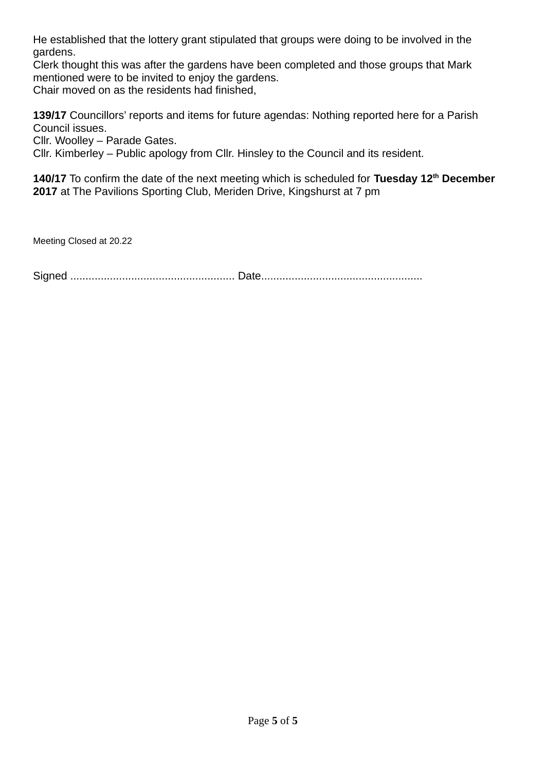He established that the lottery grant stipulated that groups were doing to be involved in the gardens.
Clerk thought this was after the gardens have been completed and those groups that Mark mentioned were to be invited to enjoy the gardens.
Chair moved on as the residents had finished,

**139/17** Councillors' reports and items for future agendas: Nothing reported here for a Parish Council issues.
Cllr. Woolley – Parade Gates.
Cllr. Kimberley – Public apology from Cllr. Hinsley to the Council and its resident.

**140/17** To confirm the date of the next meeting which is scheduled for **Tuesday 12th December 2017** at The Pavilions Sporting Club, Meriden Drive, Kingshurst at 7 pm

Meeting Closed at 20.22

Signed ...................................................... Date.....................................................